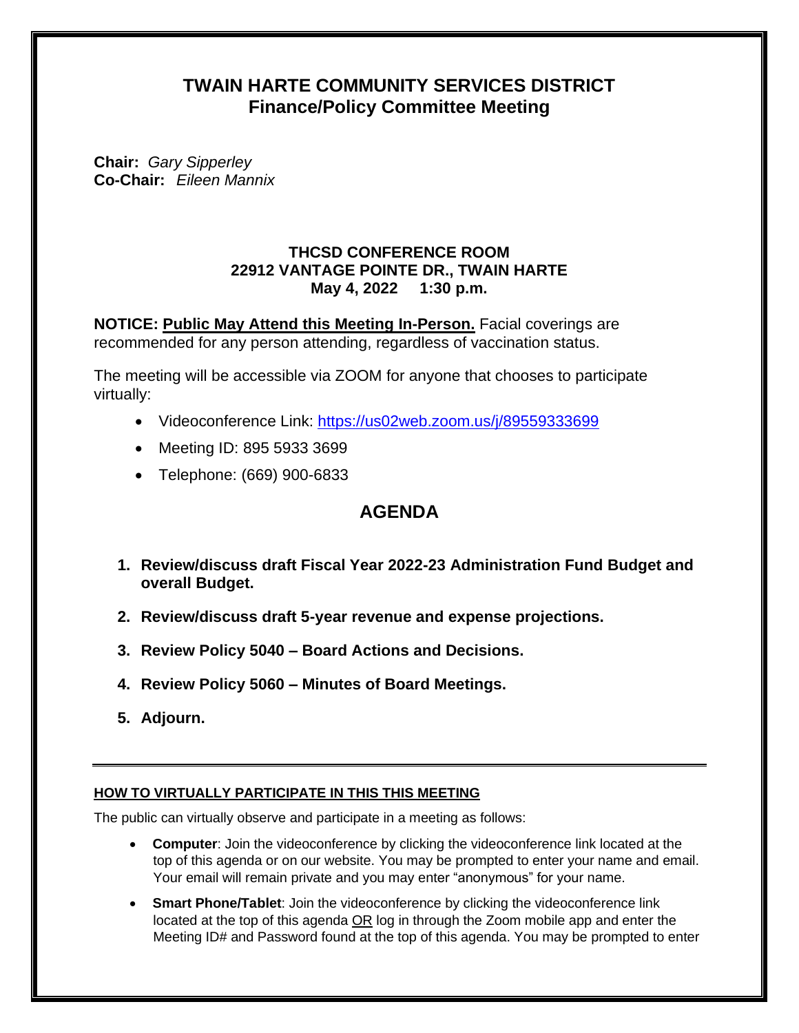# TWAIN HARTE COMMUNITY SERVICES DISTRICT
## Finance/Policy Committee Meeting

**Chair:** *Gary Sipperley*
**Co-Chair:** *Eileen Mannix*

**THCSD CONFERENCE ROOM**
**22912 VANTAGE POINTE DR., TWAIN HARTE**
**May 4, 2022 1:30 p.m.**

**NOTICE: Public May Attend this Meeting In-Person.** Facial coverings are recommended for any person attending, regardless of vaccination status.

The meeting will be accessible via ZOOM for anyone that chooses to participate virtually:

- Videoconference Link: https://us02web.zoom.us/j/89559333699
- Meeting ID: 895 5933 3699
- Telephone: (669) 900-6833

## AGENDA

1. **Review/discuss draft Fiscal Year 2022-23 Administration Fund Budget and overall Budget.**
2. **Review/discuss draft 5-year revenue and expense projections.**
3. **Review Policy 5040 – Board Actions and Decisions.**
4. **Review Policy 5060 – Minutes of Board Meetings.**
5. **Adjourn.**

---

**HOW TO VIRTUALLY PARTICIPATE IN THIS THIS MEETING**

The public can virtually observe and participate in a meeting as follows:

- **Computer**: Join the videoconference by clicking the videoconference link located at the top of this agenda or on our website. You may be prompted to enter your name and email. Your email will remain private and you may enter "anonymous" for your name.
- **Smart Phone/Tablet**: Join the videoconference by clicking the videoconference link located at the top of this agenda OR log in through the Zoom mobile app and enter the Meeting ID# and Password found at the top of this agenda. You may be prompted to enter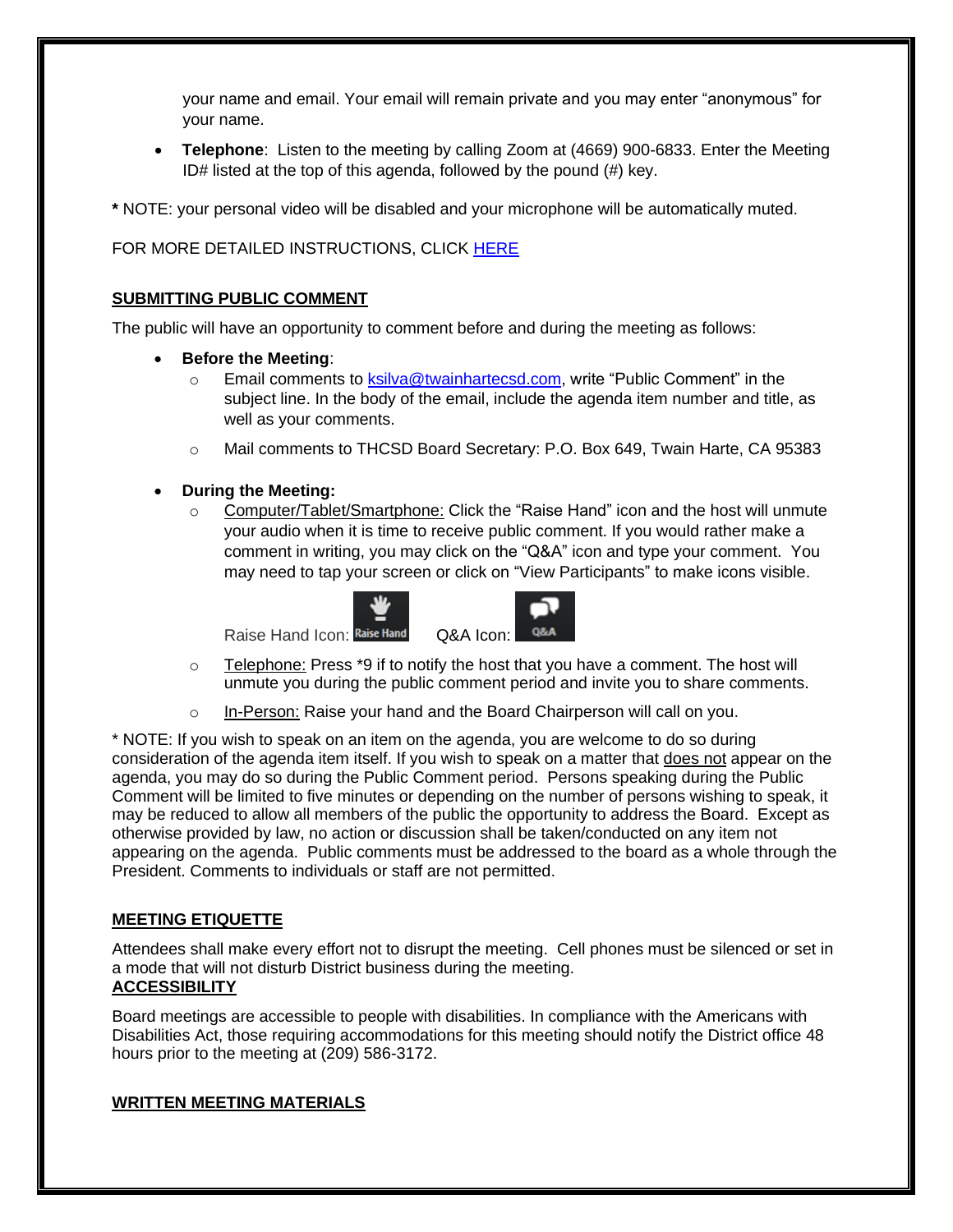your name and email. Your email will remain private and you may enter “anonymous” for your name.

- **Telephone**: Listen to the meeting by calling Zoom at (4669) 900-6833. Enter the Meeting ID# listed at the top of this agenda, followed by the pound (#) key.

**\*** NOTE: your personal video will be disabled and your microphone will be automatically muted.

FOR MORE DETAILED INSTRUCTIONS, CLICK HERE

**SUBMITTING PUBLIC COMMENT**

The public will have an opportunity to comment before and during the meeting as follows:

- **Before the Meeting**:
  - Email comments to ksilva@twainhartecsd.com, write “Public Comment” in the subject line. In the body of the email, include the agenda item number and title, as well as your comments.
  - Mail comments to THCSD Board Secretary: P.O. Box 649, Twain Harte, CA 95383

- **During the Meeting:**
  - Computer/Tablet/Smartphone: Click the “Raise Hand” icon and the host will unmute your audio when it is time to receive public comment. If you would rather make a comment in writing, you may click on the “Q&A” icon and type your comment. You may need to tap your screen or click on “View Participants” to make icons visible.

    Raise Hand Icon: Raise Hand     Q&A Icon: Q&A
  - Telephone: Press *9 if to notify the host that you have a comment. The host will unmute you during the public comment period and invite you to share comments.
  - In-Person: Raise your hand and the Board Chairperson will call on you.

\* NOTE: If you wish to speak on an item on the agenda, you are welcome to do so during consideration of the agenda item itself. If you wish to speak on a matter that does not appear on the agenda, you may do so during the Public Comment period. Persons speaking during the Public Comment will be limited to five minutes or depending on the number of persons wishing to speak, it may be reduced to allow all members of the public the opportunity to address the Board. Except as otherwise provided by law, no action or discussion shall be taken/conducted on any item not appearing on the agenda. Public comments must be addressed to the board as a whole through the President. Comments to individuals or staff are not permitted.

**MEETING ETIQUETTE**

Attendees shall make every effort not to disrupt the meeting. Cell phones must be silenced or set in a mode that will not disturb District business during the meeting.

**ACCESSIBILITY**

Board meetings are accessible to people with disabilities. In compliance with the Americans with Disabilities Act, those requiring accommodations for this meeting should notify the District office 48 hours prior to the meeting at (209) 586-3172.

**WRITTEN MEETING MATERIALS**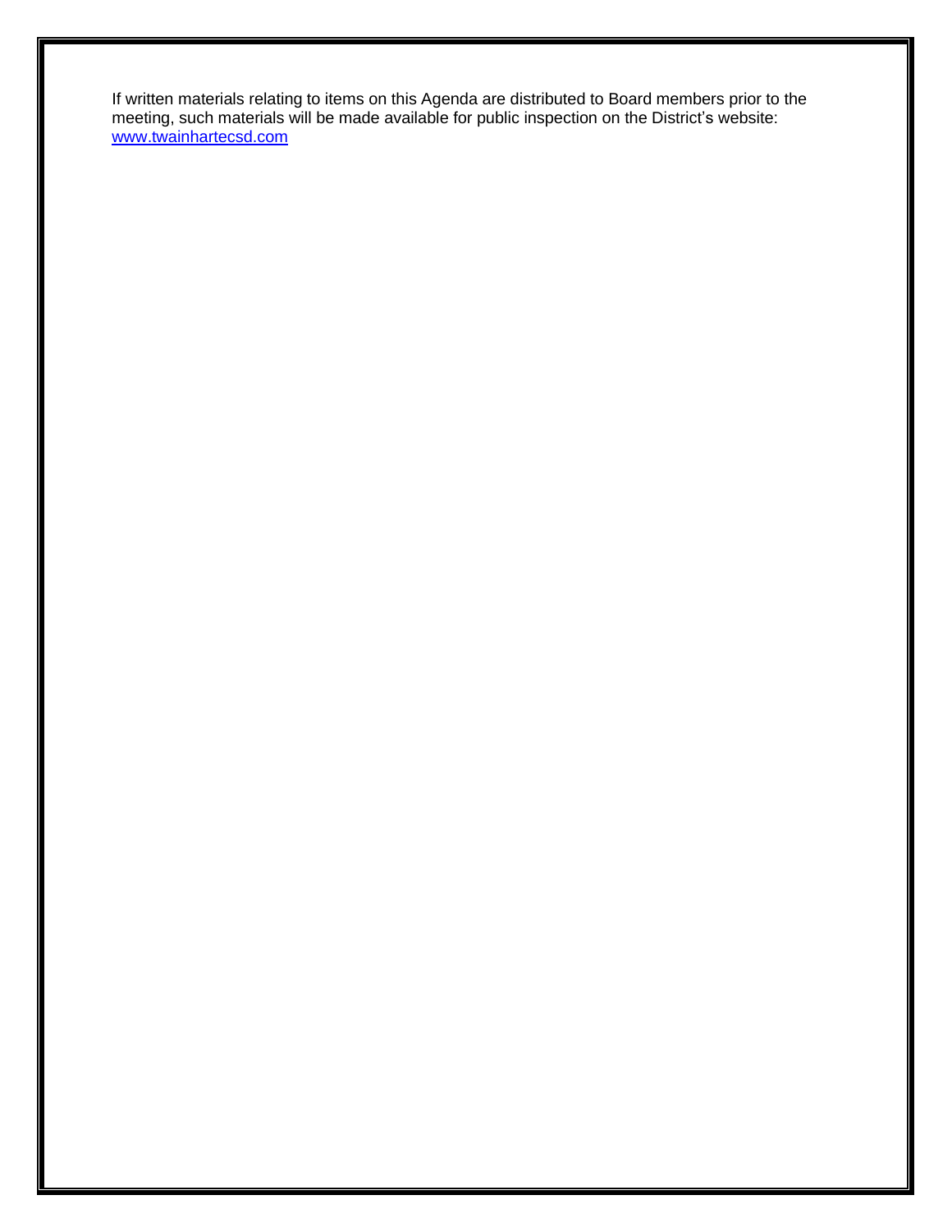If written materials relating to items on this Agenda are distributed to Board members prior to the meeting, such materials will be made available for public inspection on the District's website: [www.twainhartecsd.com](http://www.twainhartecsd.com)